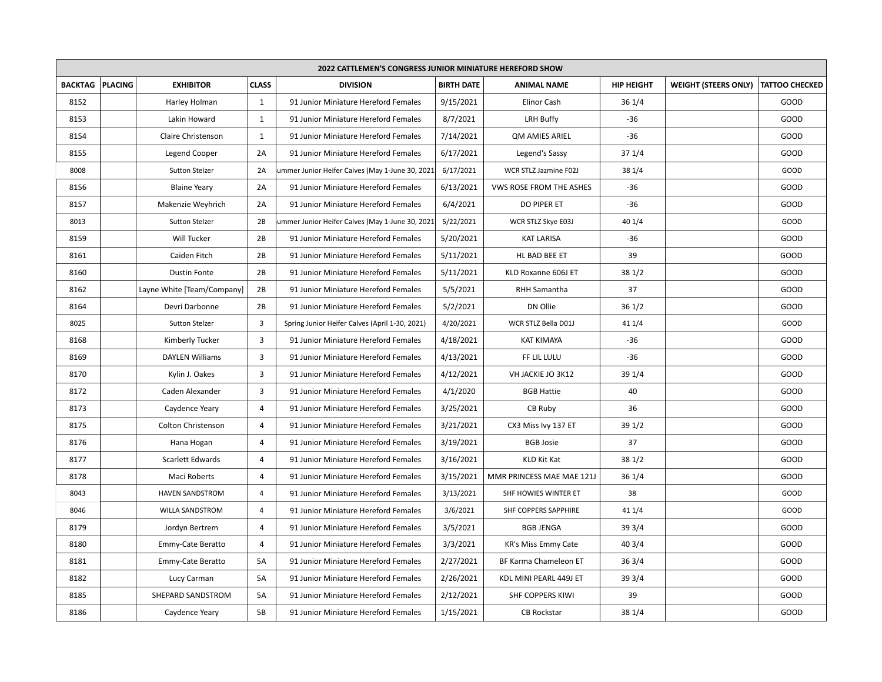| 2022 CATTLEMEN'S CONGRESS JUNIOR MINIATURE HEREFORD SHOW | | | | | | | | | |
|---|---|---|---|---|---|---|---|---|---|
| BACKTAG | PLACING | EXHIBITOR | CLASS | DIVISION | BIRTH DATE | ANIMAL NAME | HIP HEIGHT | WEIGHT (STEERS ONLY) | TATTOO CHECKED |
| 8152 | | Harley Holman | 1 | 91 Junior Miniature Hereford Females | 9/15/2021 | Elinor Cash | 36 1/4 | | GOOD |
| 8153 | | Lakin Howard | 1 | 91 Junior Miniature Hereford Females | 8/7/2021 | LRH Buffy | -36 | | GOOD |
| 8154 | | Claire Christenson | 1 | 91 Junior Miniature Hereford Females | 7/14/2021 | QM AMIES ARIEL | -36 | | GOOD |
| 8155 | | Legend Cooper | 2A | 91 Junior Miniature Hereford Females | 6/17/2021 | Legend's Sassy | 37 1/4 | | GOOD |
| 8008 | | Sutton Stelzer | 2A | ummer Junior Heifer Calves (May 1-June 30, 2021 | 6/17/2021 | WCR STLZ Jazmine F02J | 38 1/4 | | GOOD |
| 8156 | | Blaine Yeary | 2A | 91 Junior Miniature Hereford Females | 6/13/2021 | VWS ROSE FROM THE ASHES | -36 | | GOOD |
| 8157 | | Makenzie Weyhrich | 2A | 91 Junior Miniature Hereford Females | 6/4/2021 | DO PIPER ET | -36 | | GOOD |
| 8013 | | Sutton Stelzer | 2B | ummer Junior Heifer Calves (May 1-June 30, 2021 | 5/22/2021 | WCR STLZ Skye E03J | 40 1/4 | | GOOD |
| 8159 | | Will Tucker | 2B | 91 Junior Miniature Hereford Females | 5/20/2021 | KAT LARISA | -36 | | GOOD |
| 8161 | | Caiden Fitch | 2B | 91 Junior Miniature Hereford Females | 5/11/2021 | HL BAD BEE ET | 39 | | GOOD |
| 8160 | | Dustin Fonte | 2B | 91 Junior Miniature Hereford Females | 5/11/2021 | KLD Roxanne 606J ET | 38 1/2 | | GOOD |
| 8162 | | Layne White [Team/Company] | 2B | 91 Junior Miniature Hereford Females | 5/5/2021 | RHH Samantha | 37 | | GOOD |
| 8164 | | Devri Darbonne | 2B | 91 Junior Miniature Hereford Females | 5/2/2021 | DN Ollie | 36 1/2 | | GOOD |
| 8025 | | Sutton Stelzer | 3 | Spring Junior Heifer Calves (April 1-30, 2021) | 4/20/2021 | WCR STLZ Bella D01J | 41 1/4 | | GOOD |
| 8168 | | Kimberly Tucker | 3 | 91 Junior Miniature Hereford Females | 4/18/2021 | KAT KIMAYA | -36 | | GOOD |
| 8169 | | DAYLEN Williams | 3 | 91 Junior Miniature Hereford Females | 4/13/2021 | FF LIL LULU | -36 | | GOOD |
| 8170 | | Kylin J. Oakes | 3 | 91 Junior Miniature Hereford Females | 4/12/2021 | VH JACKIE JO 3K12 | 39 1/4 | | GOOD |
| 8172 | | Caden Alexander | 3 | 91 Junior Miniature Hereford Females | 4/1/2020 | BGB Hattie | 40 | | GOOD |
| 8173 | | Caydence Yeary | 4 | 91 Junior Miniature Hereford Females | 3/25/2021 | CB Ruby | 36 | | GOOD |
| 8175 | | Colton Christenson | 4 | 91 Junior Miniature Hereford Females | 3/21/2021 | CX3 Miss Ivy 137 ET | 39 1/2 | | GOOD |
| 8176 | | Hana Hogan | 4 | 91 Junior Miniature Hereford Females | 3/19/2021 | BGB Josie | 37 | | GOOD |
| 8177 | | Scarlett Edwards | 4 | 91 Junior Miniature Hereford Females | 3/16/2021 | KLD Kit Kat | 38 1/2 | | GOOD |
| 8178 | | Maci Roberts | 4 | 91 Junior Miniature Hereford Females | 3/15/2021 | MMR PRINCESS MAE MAE 121J | 36 1/4 | | GOOD |
| 8043 | | HAVEN SANDSTROM | 4 | 91 Junior Miniature Hereford Females | 3/13/2021 | SHF HOWIES WINTER ET | 38 | | GOOD |
| 8046 | | WILLA SANDSTROM | 4 | 91 Junior Miniature Hereford Females | 3/6/2021 | SHF COPPERS SAPPHIRE | 41 1/4 | | GOOD |
| 8179 | | Jordyn Bertrem | 4 | 91 Junior Miniature Hereford Females | 3/5/2021 | BGB JENGA | 39 3/4 | | GOOD |
| 8180 | | Emmy-Cate Beratto | 4 | 91 Junior Miniature Hereford Females | 3/3/2021 | KR's Miss Emmy Cate | 40 3/4 | | GOOD |
| 8181 | | Emmy-Cate Beratto | 5A | 91 Junior Miniature Hereford Females | 2/27/2021 | BF Karma Chameleon ET | 36 3/4 | | GOOD |
| 8182 | | Lucy Carman | 5A | 91 Junior Miniature Hereford Females | 2/26/2021 | KDL MINI PEARL 449J ET | 39 3/4 | | GOOD |
| 8185 | | SHEPARD SANDSTROM | 5A | 91 Junior Miniature Hereford Females | 2/12/2021 | SHF COPPERS KIWI | 39 | | GOOD |
| 8186 | | Caydence Yeary | 5B | 91 Junior Miniature Hereford Females | 1/15/2021 | CB Rockstar | 38 1/4 | | GOOD |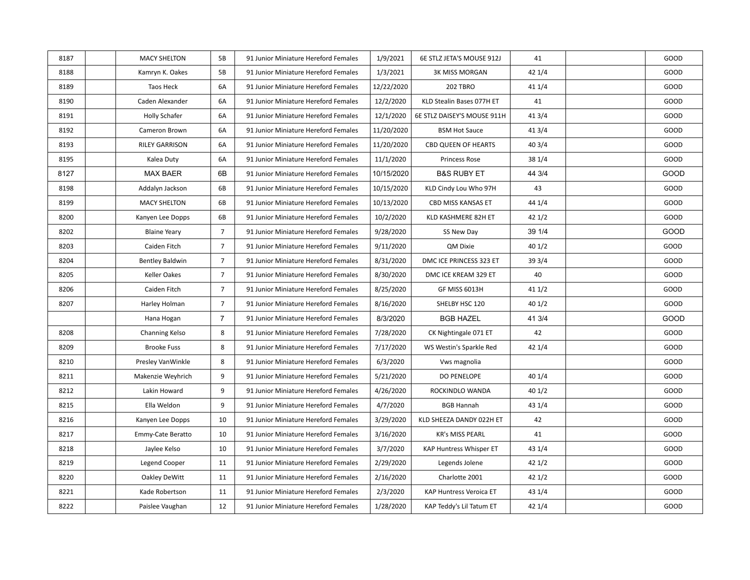| | | | | | | | | | |
|---|---|---|---|---|---|---|---|---|---|
| 8187 | | MACY SHELTON | 5B | 91 Junior Miniature Hereford Females | 1/9/2021 | 6E STLZ JETA'S MOUSE 912J | 41 | | GOOD |
| 8188 | | Kamryn K. Oakes | 5B | 91 Junior Miniature Hereford Females | 1/3/2021 | 3K MISS MORGAN | 42 1/4 | | GOOD |
| 8189 | | Taos Heck | 6A | 91 Junior Miniature Hereford Females | 12/22/2020 | 202 TBRO | 41 1/4 | | GOOD |
| 8190 | | Caden Alexander | 6A | 91 Junior Miniature Hereford Females | 12/2/2020 | KLD Stealin Bases 077H ET | 41 | | GOOD |
| 8191 | | Holly Schafer | 6A | 91 Junior Miniature Hereford Females | 12/1/2020 | 6E STLZ DAISEY'S MOUSE 911H | 41 3/4 | | GOOD |
| 8192 | | Cameron Brown | 6A | 91 Junior Miniature Hereford Females | 11/20/2020 | BSM Hot Sauce | 41 3/4 | | GOOD |
| 8193 | | RILEY GARRISON | 6A | 91 Junior Miniature Hereford Females | 11/20/2020 | CBD QUEEN OF HEARTS | 40 3/4 | | GOOD |
| 8195 | | Kalea Duty | 6A | 91 Junior Miniature Hereford Females | 11/1/2020 | Princess Rose | 38 1/4 | | GOOD |
| 8127 | | MAX BAER | 6B | 91 Junior Miniature Hereford Females | 10/15/2020 | B&S RUBY ET | 44 3/4 | | GOOD |
| 8198 | | Addalyn Jackson | 6B | 91 Junior Miniature Hereford Females | 10/15/2020 | KLD Cindy Lou Who 97H | 43 | | GOOD |
| 8199 | | MACY SHELTON | 6B | 91 Junior Miniature Hereford Females | 10/13/2020 | CBD MISS KANSAS ET | 44 1/4 | | GOOD |
| 8200 | | Kanyen Lee Dopps | 6B | 91 Junior Miniature Hereford Females | 10/2/2020 | KLD KASHMERE 82H ET | 42 1/2 | | GOOD |
| 8202 | | Blaine Yeary | 7 | 91 Junior Miniature Hereford Females | 9/28/2020 | SS New Day | 39 1/4 | | GOOD |
| 8203 | | Caiden Fitch | 7 | 91 Junior Miniature Hereford Females | 9/11/2020 | QM Dixie | 40 1/2 | | GOOD |
| 8204 | | Bentley Baldwin | 7 | 91 Junior Miniature Hereford Females | 8/31/2020 | DMC ICE PRINCESS 323 ET | 39 3/4 | | GOOD |
| 8205 | | Keller Oakes | 7 | 91 Junior Miniature Hereford Females | 8/30/2020 | DMC ICE KREAM 329 ET | 40 | | GOOD |
| 8206 | | Caiden Fitch | 7 | 91 Junior Miniature Hereford Females | 8/25/2020 | GF MISS 6013H | 41 1/2 | | GOOD |
| 8207 | | Harley Holman | 7 | 91 Junior Miniature Hereford Females | 8/16/2020 | SHELBY HSC 120 | 40 1/2 | | GOOD |
| | | Hana Hogan | 7 | 91 Junior Miniature Hereford Females | 8/3/2020 | BGB HAZEL | 41 3/4 | | GOOD |
| 8208 | | Channing Kelso | 8 | 91 Junior Miniature Hereford Females | 7/28/2020 | CK Nightingale 071 ET | 42 | | GOOD |
| 8209 | | Brooke Fuss | 8 | 91 Junior Miniature Hereford Females | 7/17/2020 | WS Westin's Sparkle Red | 42 1/4 | | GOOD |
| 8210 | | Presley VanWinkle | 8 | 91 Junior Miniature Hereford Females | 6/3/2020 | Vws magnolia | | | GOOD |
| 8211 | | Makenzie Weyhrich | 9 | 91 Junior Miniature Hereford Females | 5/21/2020 | DO PENELOPE | 40 1/4 | | GOOD |
| 8212 | | Lakin Howard | 9 | 91 Junior Miniature Hereford Females | 4/26/2020 | ROCKINDLO WANDA | 40 1/2 | | GOOD |
| 8215 | | Ella Weldon | 9 | 91 Junior Miniature Hereford Females | 4/7/2020 | BGB Hannah | 43 1/4 | | GOOD |
| 8216 | | Kanyen Lee Dopps | 10 | 91 Junior Miniature Hereford Females | 3/29/2020 | KLD SHEEZA DANDY 022H ET | 42 | | GOOD |
| 8217 | | Emmy-Cate Beratto | 10 | 91 Junior Miniature Hereford Females | 3/16/2020 | KR's MISS PEARL | 41 | | GOOD |
| 8218 | | Jaylee Kelso | 10 | 91 Junior Miniature Hereford Females | 3/7/2020 | KAP Huntress Whisper ET | 43 1/4 | | GOOD |
| 8219 | | Legend Cooper | 11 | 91 Junior Miniature Hereford Females | 2/29/2020 | Legends Jolene | 42 1/2 | | GOOD |
| 8220 | | Oakley DeWitt | 11 | 91 Junior Miniature Hereford Females | 2/16/2020 | Charlotte 2001 | 42 1/2 | | GOOD |
| 8221 | | Kade Robertson | 11 | 91 Junior Miniature Hereford Females | 2/3/2020 | KAP Huntress Veroica ET | 43 1/4 | | GOOD |
| 8222 | | Paislee Vaughan | 12 | 91 Junior Miniature Hereford Females | 1/28/2020 | KAP Teddy's Lil Tatum ET | 42 1/4 | | GOOD |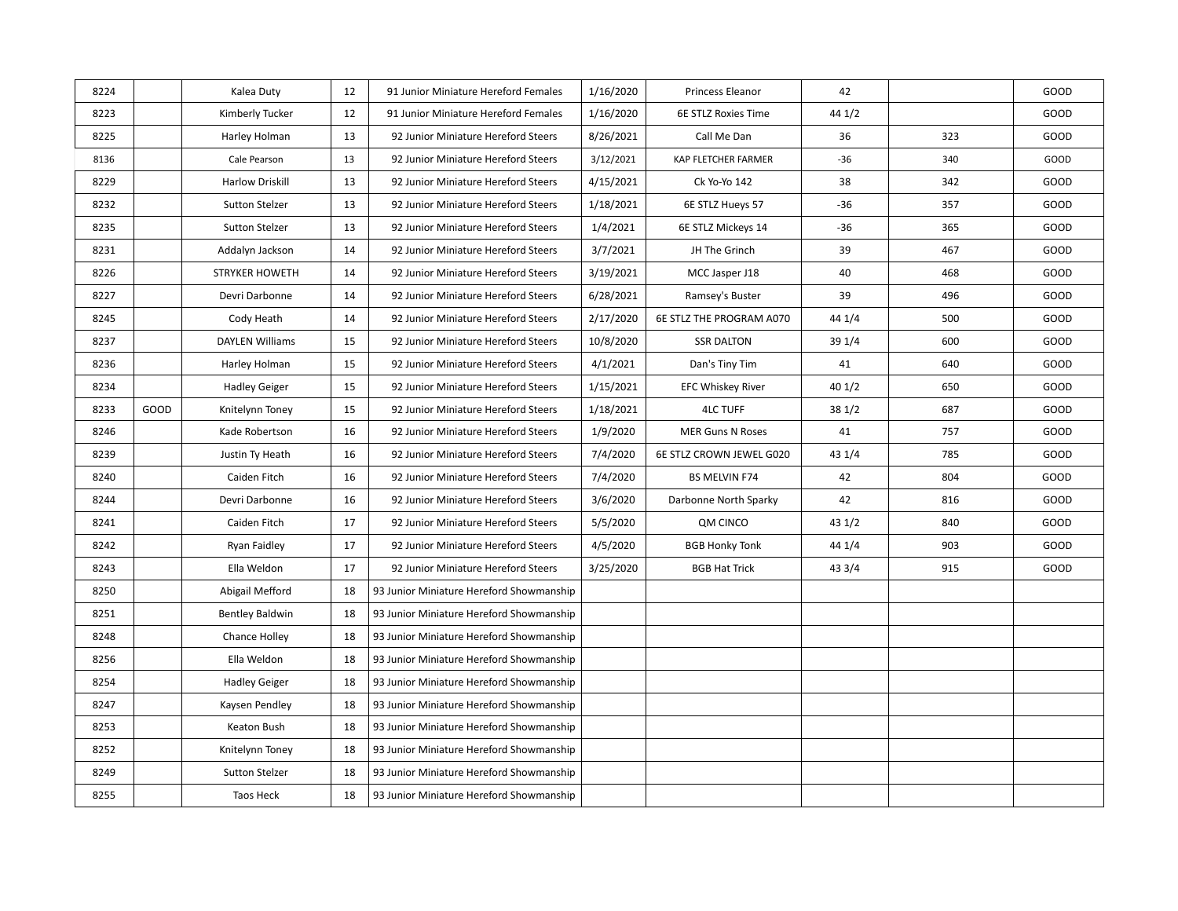| | | | | | | | | | |
|---|---|---|---|---|---|---|---|---|---|
| 8224 | | Kalea Duty | 12 | 91 Junior Miniature Hereford Females | 1/16/2020 | Princess Eleanor | 42 | | GOOD |
| 8223 | | Kimberly Tucker | 12 | 91 Junior Miniature Hereford Females | 1/16/2020 | 6E STLZ Roxies Time | 44 1/2 | | GOOD |
| 8225 | | Harley Holman | 13 | 92 Junior Miniature Hereford Steers | 8/26/2021 | Call Me Dan | 36 | 323 | GOOD |
| 8136 | | Cale Pearson | 13 | 92 Junior Miniature Hereford Steers | 3/12/2021 | KAP FLETCHER FARMER | -36 | 340 | GOOD |
| 8229 | | Harlow Driskill | 13 | 92 Junior Miniature Hereford Steers | 4/15/2021 | Ck Yo-Yo 142 | 38 | 342 | GOOD |
| 8232 | | Sutton Stelzer | 13 | 92 Junior Miniature Hereford Steers | 1/18/2021 | 6E STLZ Hueys 57 | -36 | 357 | GOOD |
| 8235 | | Sutton Stelzer | 13 | 92 Junior Miniature Hereford Steers | 1/4/2021 | 6E STLZ Mickeys 14 | -36 | 365 | GOOD |
| 8231 | | Addalyn Jackson | 14 | 92 Junior Miniature Hereford Steers | 3/7/2021 | JH The Grinch | 39 | 467 | GOOD |
| 8226 | | STRYKER HOWETH | 14 | 92 Junior Miniature Hereford Steers | 3/19/2021 | MCC Jasper J18 | 40 | 468 | GOOD |
| 8227 | | Devri Darbonne | 14 | 92 Junior Miniature Hereford Steers | 6/28/2021 | Ramsey's Buster | 39 | 496 | GOOD |
| 8245 | | Cody Heath | 14 | 92 Junior Miniature Hereford Steers | 2/17/2020 | 6E STLZ THE PROGRAM A070 | 44 1/4 | 500 | GOOD |
| 8237 | | DAYLEN Williams | 15 | 92 Junior Miniature Hereford Steers | 10/8/2020 | SSR DALTON | 39 1/4 | 600 | GOOD |
| 8236 | | Harley Holman | 15 | 92 Junior Miniature Hereford Steers | 4/1/2021 | Dan's Tiny Tim | 41 | 640 | GOOD |
| 8234 | | Hadley Geiger | 15 | 92 Junior Miniature Hereford Steers | 1/15/2021 | EFC Whiskey River | 40 1/2 | 650 | GOOD |
| 8233 | GOOD | Knitelynn Toney | 15 | 92 Junior Miniature Hereford Steers | 1/18/2021 | 4LC TUFF | 38 1/2 | 687 | GOOD |
| 8246 | | Kade Robertson | 16 | 92 Junior Miniature Hereford Steers | 1/9/2020 | MER Guns N Roses | 41 | 757 | GOOD |
| 8239 | | Justin Ty Heath | 16 | 92 Junior Miniature Hereford Steers | 7/4/2020 | 6E STLZ CROWN JEWEL G020 | 43 1/4 | 785 | GOOD |
| 8240 | | Caiden Fitch | 16 | 92 Junior Miniature Hereford Steers | 7/4/2020 | BS MELVIN F74 | 42 | 804 | GOOD |
| 8244 | | Devri Darbonne | 16 | 92 Junior Miniature Hereford Steers | 3/6/2020 | Darbonne North Sparky | 42 | 816 | GOOD |
| 8241 | | Caiden Fitch | 17 | 92 Junior Miniature Hereford Steers | 5/5/2020 | QM CINCO | 43 1/2 | 840 | GOOD |
| 8242 | | Ryan Faidley | 17 | 92 Junior Miniature Hereford Steers | 4/5/2020 | BGB Honky Tonk | 44 1/4 | 903 | GOOD |
| 8243 | | Ella Weldon | 17 | 92 Junior Miniature Hereford Steers | 3/25/2020 | BGB Hat Trick | 43 3/4 | 915 | GOOD |
| 8250 | | Abigail Mefford | 18 | 93 Junior Miniature Hereford Showmanship | | | | | |
| 8251 | | Bentley Baldwin | 18 | 93 Junior Miniature Hereford Showmanship | | | | | |
| 8248 | | Chance Holley | 18 | 93 Junior Miniature Hereford Showmanship | | | | | |
| 8256 | | Ella Weldon | 18 | 93 Junior Miniature Hereford Showmanship | | | | | |
| 8254 | | Hadley Geiger | 18 | 93 Junior Miniature Hereford Showmanship | | | | | |
| 8247 | | Kaysen Pendley | 18 | 93 Junior Miniature Hereford Showmanship | | | | | |
| 8253 | | Keaton Bush | 18 | 93 Junior Miniature Hereford Showmanship | | | | | |
| 8252 | | Knitelynn Toney | 18 | 93 Junior Miniature Hereford Showmanship | | | | | |
| 8249 | | Sutton Stelzer | 18 | 93 Junior Miniature Hereford Showmanship | | | | | |
| 8255 | | Taos Heck | 18 | 93 Junior Miniature Hereford Showmanship | | | | | |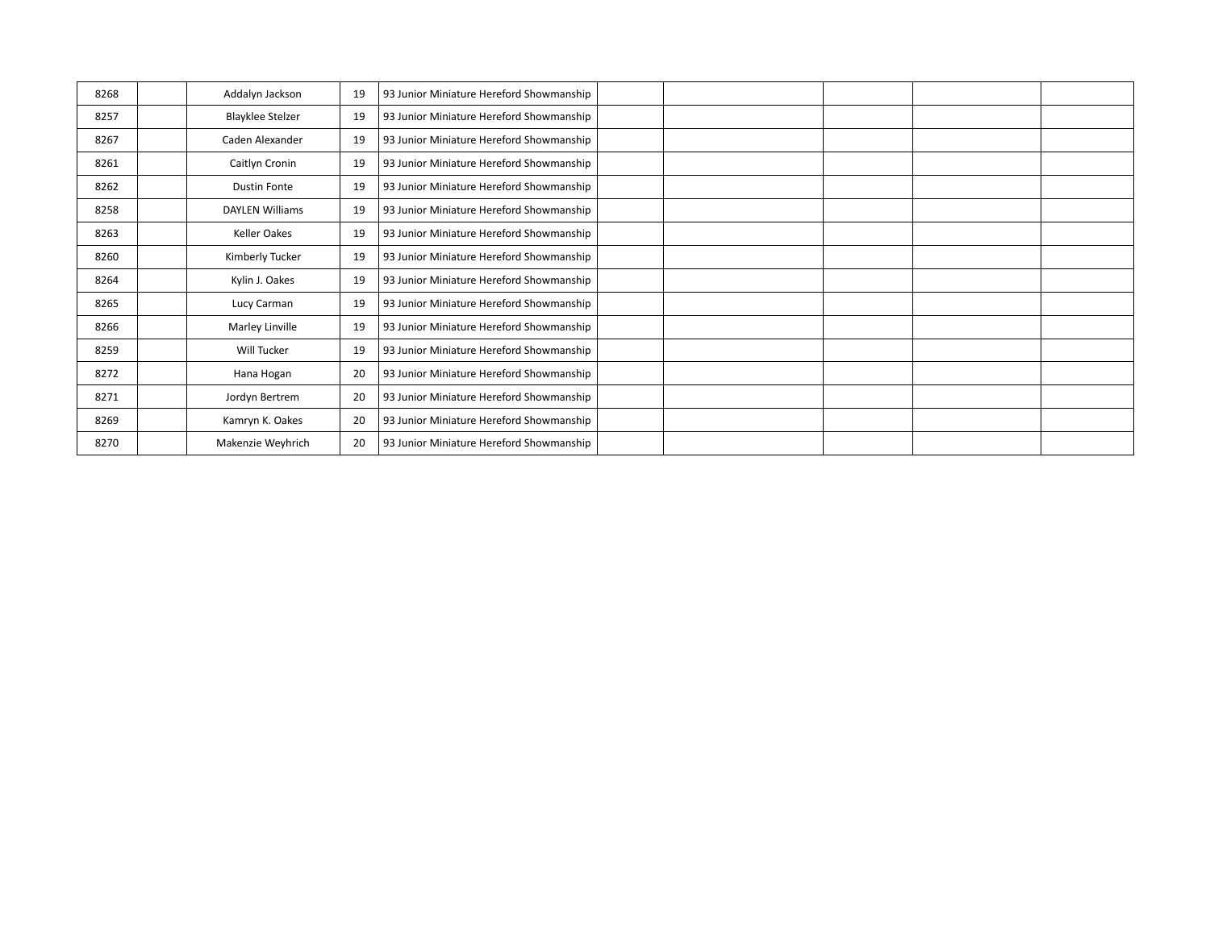| | | | | | | | | | |
|---|---|---|---|---|---|---|---|---|---|
| 8268 | | Addalyn Jackson | 19 | 93 Junior Miniature Hereford Showmanship | | | | | |
| 8257 | | Blayklee Stelzer | 19 | 93 Junior Miniature Hereford Showmanship | | | | | |
| 8267 | | Caden Alexander | 19 | 93 Junior Miniature Hereford Showmanship | | | | | |
| 8261 | | Caitlyn Cronin | 19 | 93 Junior Miniature Hereford Showmanship | | | | | |
| 8262 | | Dustin Fonte | 19 | 93 Junior Miniature Hereford Showmanship | | | | | |
| 8258 | | DAYLEN Williams | 19 | 93 Junior Miniature Hereford Showmanship | | | | | |
| 8263 | | Keller Oakes | 19 | 93 Junior Miniature Hereford Showmanship | | | | | |
| 8260 | | Kimberly Tucker | 19 | 93 Junior Miniature Hereford Showmanship | | | | | |
| 8264 | | Kylin J. Oakes | 19 | 93 Junior Miniature Hereford Showmanship | | | | | |
| 8265 | | Lucy Carman | 19 | 93 Junior Miniature Hereford Showmanship | | | | | |
| 8266 | | Marley Linville | 19 | 93 Junior Miniature Hereford Showmanship | | | | | |
| 8259 | | Will Tucker | 19 | 93 Junior Miniature Hereford Showmanship | | | | | |
| 8272 | | Hana Hogan | 20 | 93 Junior Miniature Hereford Showmanship | | | | | |
| 8271 | | Jordyn Bertrem | 20 | 93 Junior Miniature Hereford Showmanship | | | | | |
| 8269 | | Kamryn K. Oakes | 20 | 93 Junior Miniature Hereford Showmanship | | | | | |
| 8270 | | Makenzie Weyhrich | 20 | 93 Junior Miniature Hereford Showmanship | | | | | |